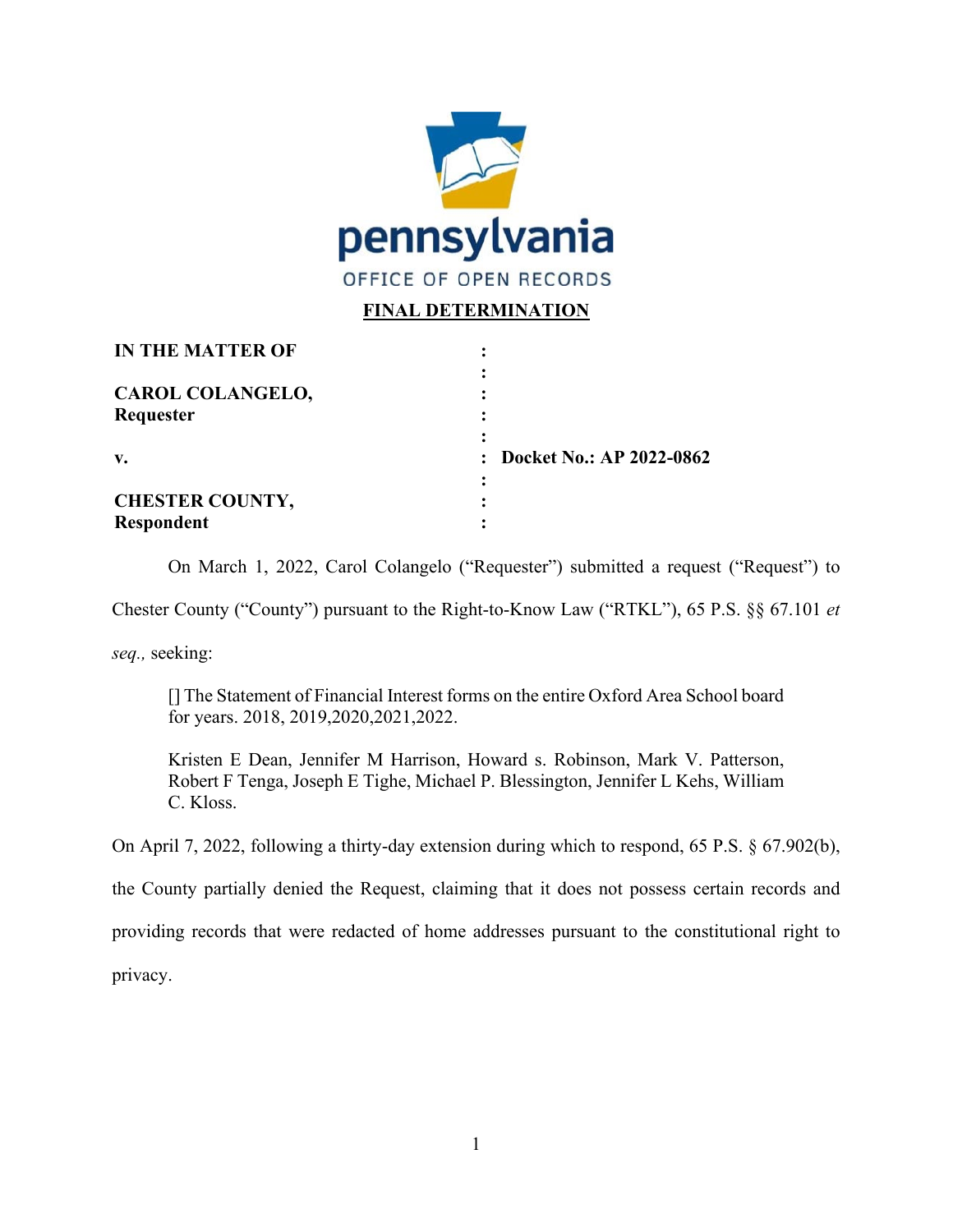pennsylvania
OFFICE OF OPEN RECORDS

**FINAL DETERMINATION**

| | |
|---|---|
| **IN THE MATTER OF** | |
| **CAROL COLANGELO, Requester** | |
| **v.** | **Docket No.: AP 2022-0862** |
| **CHESTER COUNTY, Respondent** | |

On March 1, 2022, Carol Colangelo ("Requester") submitted a request ("Request") to Chester County ("County") pursuant to the Right-to-Know Law ("RTKL"), 65 P.S. §§ 67.101 *et seq.,* seeking:

> [] The Statement of Financial Interest forms on the entire Oxford Area School board for years. 2018, 2019,2020,2021,2022.
>
> Kristen E Dean, Jennifer M Harrison, Howard s. Robinson, Mark V. Patterson, Robert F Tenga, Joseph E Tighe, Michael P. Blessington, Jennifer L Kehs, William C. Kloss.

On April 7, 2022, following a thirty-day extension during which to respond, 65 P.S. § 67.902(b), the County partially denied the Request, claiming that it does not possess certain records and providing records that were redacted of home addresses pursuant to the constitutional right to privacy.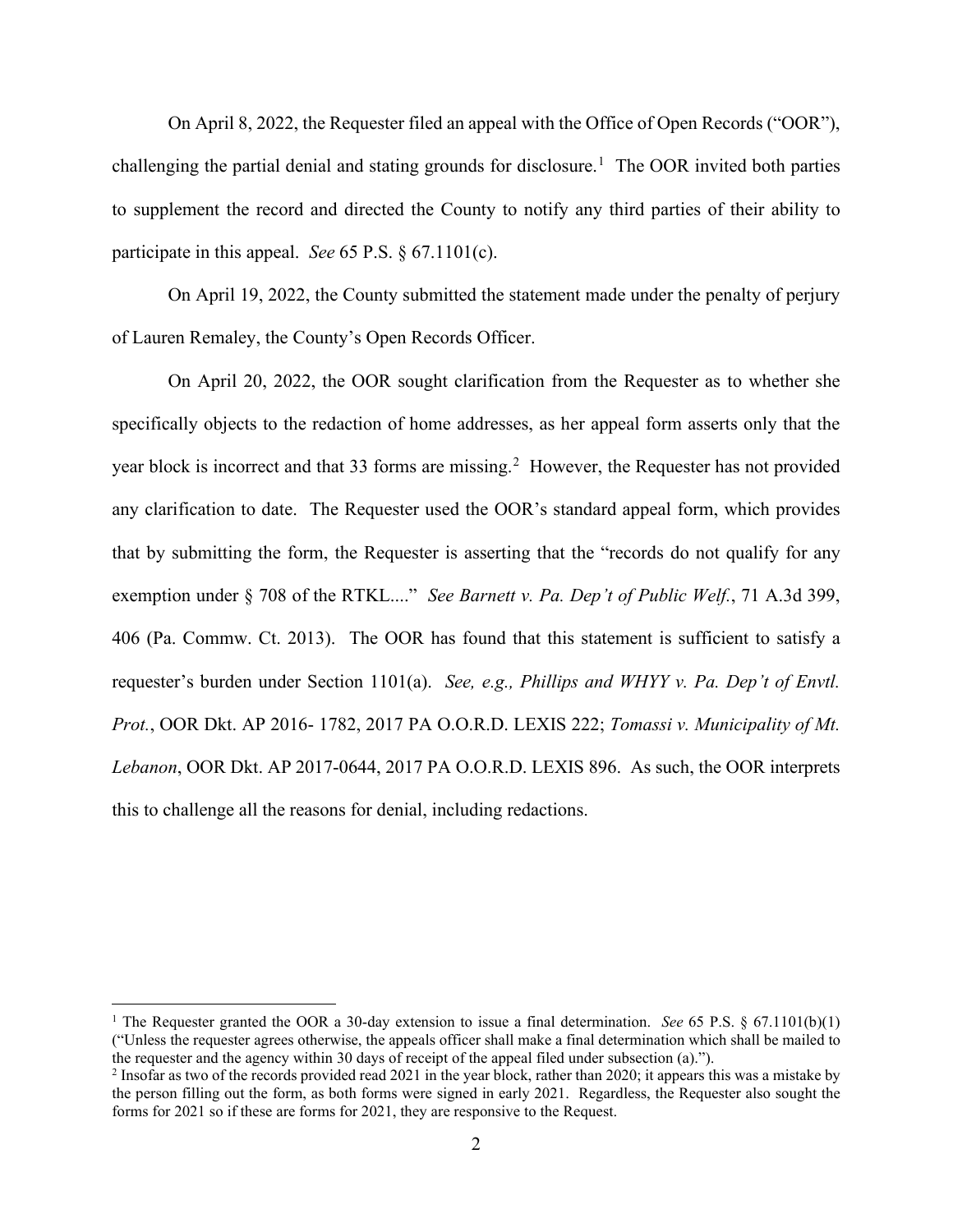On April 8, 2022, the Requester filed an appeal with the Office of Open Records ("OOR"), challenging the partial denial and stating grounds for disclosure.[1] The OOR invited both parties to supplement the record and directed the County to notify any third parties of their ability to participate in this appeal. *See* 65 P.S. § 67.1101(c).

On April 19, 2022, the County submitted the statement made under the penalty of perjury of Lauren Remaley, the County's Open Records Officer.

On April 20, 2022, the OOR sought clarification from the Requester as to whether she specifically objects to the redaction of home addresses, as her appeal form asserts only that the year block is incorrect and that 33 forms are missing.[2] However, the Requester has not provided any clarification to date. The Requester used the OOR's standard appeal form, which provides that by submitting the form, the Requester is asserting that the "records do not qualify for any exemption under § 708 of the RTKL...." *See Barnett v. Pa. Dep't of Public Welf.*, 71 A.3d 399, 406 (Pa. Commw. Ct. 2013). The OOR has found that this statement is sufficient to satisfy a requester's burden under Section 1101(a). *See, e.g., Phillips and WHYY v. Pa. Dep't of Envtl. Prot.*, OOR Dkt. AP 2016- 1782, 2017 PA O.O.R.D. LEXIS 222; *Tomassi v. Municipality of Mt. Lebanon*, OOR Dkt. AP 2017-0644, 2017 PA O.O.R.D. LEXIS 896. As such, the OOR interprets this to challenge all the reasons for denial, including redactions.

---

[1] The Requester granted the OOR a 30-day extension to issue a final determination. *See* 65 P.S. § 67.1101(b)(1) ("Unless the requester agrees otherwise, the appeals officer shall make a final determination which shall be mailed to the requester and the agency within 30 days of receipt of the appeal filed under subsection (a).").

[2] Insofar as two of the records provided read 2021 in the year block, rather than 2020; it appears this was a mistake by the person filling out the form, as both forms were signed in early 2021. Regardless, the Requester also sought the forms for 2021 so if these are forms for 2021, they are responsive to the Request.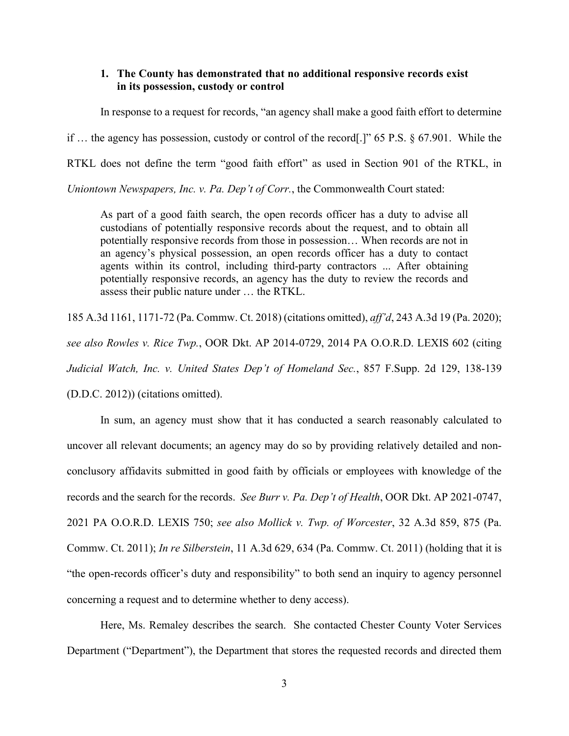### 1. The County has demonstrated that no additional responsive records exist in its possession, custody or control

In response to a request for records, "an agency shall make a good faith effort to determine if … the agency has possession, custody or control of the record[.]" 65 P.S. § 67.901. While the RTKL does not define the term "good faith effort" as used in Section 901 of the RTKL, in *Uniontown Newspapers, Inc. v. Pa. Dep't of Corr.*, the Commonwealth Court stated:

> As part of a good faith search, the open records officer has a duty to advise all custodians of potentially responsive records about the request, and to obtain all potentially responsive records from those in possession… When records are not in an agency's physical possession, an open records officer has a duty to contact agents within its control, including third-party contractors ... After obtaining potentially responsive records, an agency has the duty to review the records and assess their public nature under … the RTKL.

185 A.3d 1161, 1171-72 (Pa. Commw. Ct. 2018) (citations omitted), *aff'd*, 243 A.3d 19 (Pa. 2020); *see also Rowles v. Rice Twp.*, OOR Dkt. AP 2014-0729, 2014 PA O.O.R.D. LEXIS 602 (citing *Judicial Watch, Inc. v. United States Dep't of Homeland Sec.*, 857 F.Supp. 2d 129, 138-139 (D.D.C. 2012)) (citations omitted).

In sum, an agency must show that it has conducted a search reasonably calculated to uncover all relevant documents; an agency may do so by providing relatively detailed and non-conclusory affidavits submitted in good faith by officials or employees with knowledge of the records and the search for the records. *See Burr v. Pa. Dep't of Health*, OOR Dkt. AP 2021-0747, 2021 PA O.O.R.D. LEXIS 750; *see also Mollick v. Twp. of Worcester*, 32 A.3d 859, 875 (Pa. Commw. Ct. 2011); *In re Silberstein*, 11 A.3d 629, 634 (Pa. Commw. Ct. 2011) (holding that it is "the open-records officer's duty and responsibility" to both send an inquiry to agency personnel concerning a request and to determine whether to deny access).

Here, Ms. Remaley describes the search. She contacted Chester County Voter Services Department ("Department"), the Department that stores the requested records and directed them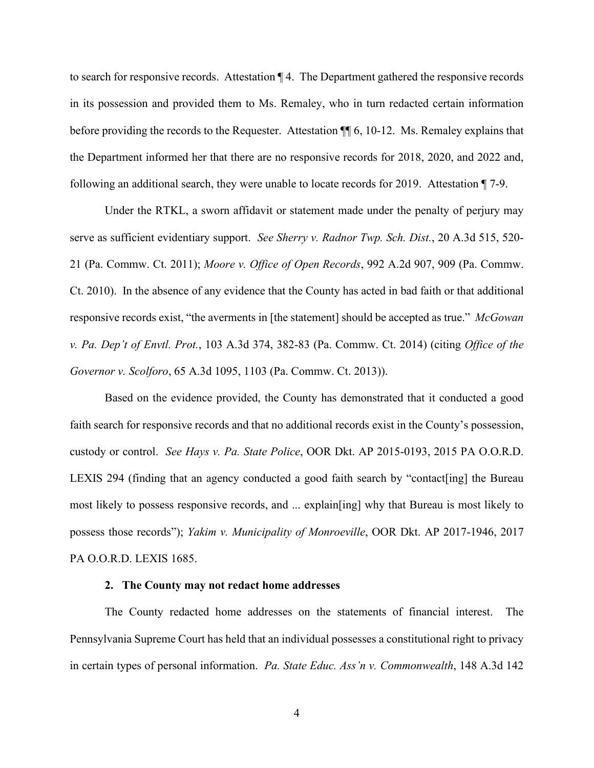to search for responsive records. Attestation ¶ 4. The Department gathered the responsive records in its possession and provided them to Ms. Remaley, who in turn redacted certain information before providing the records to the Requester. Attestation ¶¶ 6, 10-12. Ms. Remaley explains that the Department informed her that there are no responsive records for 2018, 2020, and 2022 and, following an additional search, they were unable to locate records for 2019. Attestation ¶ 7-9.

Under the RTKL, a sworn affidavit or statement made under the penalty of perjury may serve as sufficient evidentiary support. *See Sherry v. Radnor Twp. Sch. Dist.*, 20 A.3d 515, 520-21 (Pa. Commw. Ct. 2011); *Moore v. Office of Open Records*, 992 A.2d 907, 909 (Pa. Commw. Ct. 2010). In the absence of any evidence that the County has acted in bad faith or that additional responsive records exist, "the averments in [the statement] should be accepted as true." *McGowan v. Pa. Dep't of Envtl. Prot.*, 103 A.3d 374, 382-83 (Pa. Commw. Ct. 2014) (citing *Office of the Governor v. Scolforo*, 65 A.3d 1095, 1103 (Pa. Commw. Ct. 2013)).

Based on the evidence provided, the County has demonstrated that it conducted a good faith search for responsive records and that no additional records exist in the County's possession, custody or control. *See Hays v. Pa. State Police*, OOR Dkt. AP 2015-0193, 2015 PA O.O.R.D. LEXIS 294 (finding that an agency conducted a good faith search by "contact[ing] the Bureau most likely to possess responsive records, and ... explain[ing] why that Bureau is most likely to possess those records"); *Yakim v. Municipality of Monroeville*, OOR Dkt. AP 2017-1946, 2017 PA O.O.R.D. LEXIS 1685.

**2. The County may not redact home addresses**

The County redacted home addresses on the statements of financial interest. The Pennsylvania Supreme Court has held that an individual possesses a constitutional right to privacy in certain types of personal information. *Pa. State Educ. Ass'n v. Commonwealth*, 148 A.3d 142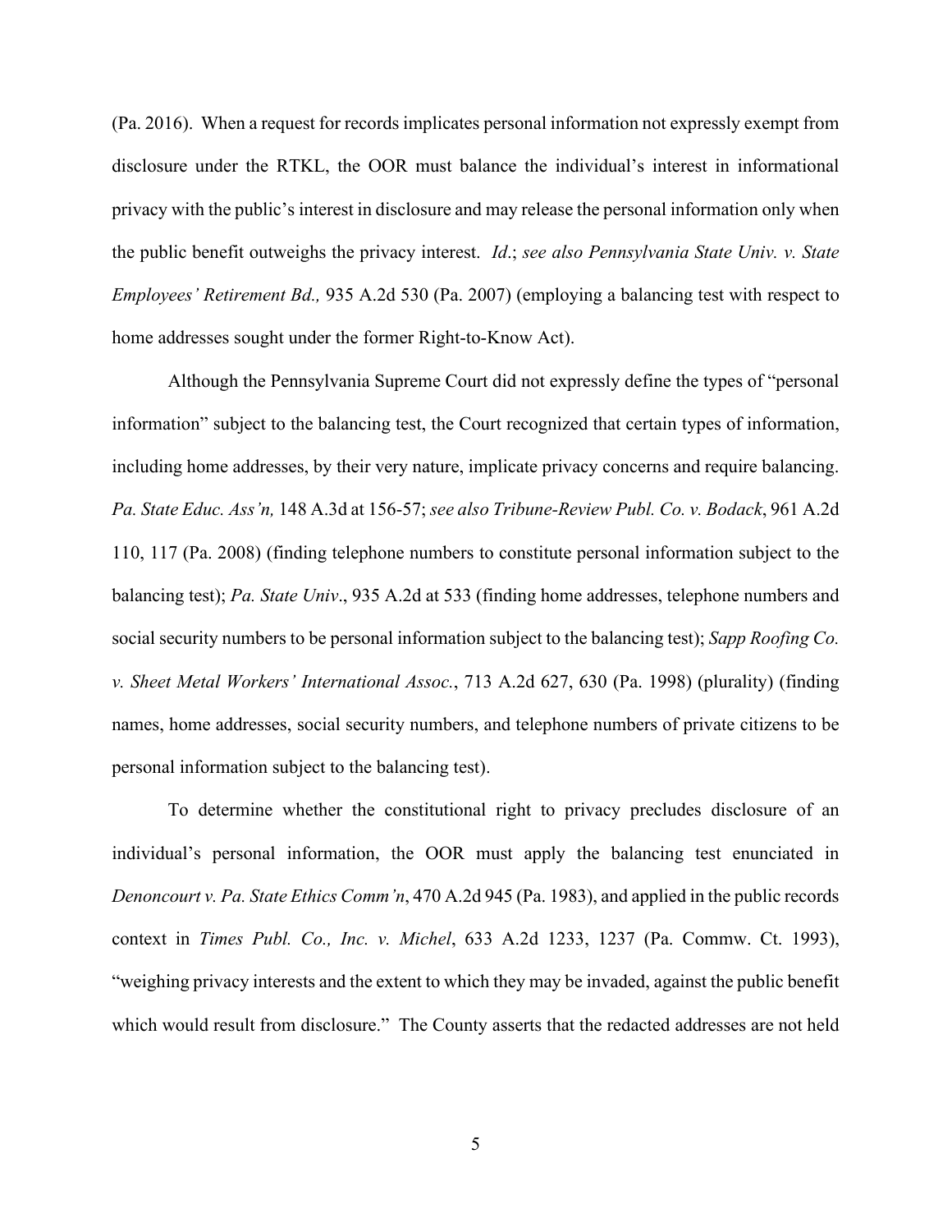(Pa. 2016). When a request for records implicates personal information not expressly exempt from disclosure under the RTKL, the OOR must balance the individual's interest in informational privacy with the public's interest in disclosure and may release the personal information only when the public benefit outweighs the privacy interest. *Id*.; *see also Pennsylvania State Univ. v. State Employees' Retirement Bd.,* 935 A.2d 530 (Pa. 2007) (employing a balancing test with respect to home addresses sought under the former Right-to-Know Act).

Although the Pennsylvania Supreme Court did not expressly define the types of "personal information" subject to the balancing test, the Court recognized that certain types of information, including home addresses, by their very nature, implicate privacy concerns and require balancing. *Pa. State Educ. Ass'n,* 148 A.3d at 156-57; *see also Tribune-Review Publ. Co. v. Bodack*, 961 A.2d 110, 117 (Pa. 2008) (finding telephone numbers to constitute personal information subject to the balancing test); *Pa. State Univ*., 935 A.2d at 533 (finding home addresses, telephone numbers and social security numbers to be personal information subject to the balancing test); *Sapp Roofing Co. v. Sheet Metal Workers' International Assoc.*, 713 A.2d 627, 630 (Pa. 1998) (plurality) (finding names, home addresses, social security numbers, and telephone numbers of private citizens to be personal information subject to the balancing test).

To determine whether the constitutional right to privacy precludes disclosure of an individual's personal information, the OOR must apply the balancing test enunciated in *Denoncourt v. Pa. State Ethics Comm'n*, 470 A.2d 945 (Pa. 1983), and applied in the public records context in *Times Publ. Co., Inc. v. Michel*, 633 A.2d 1233, 1237 (Pa. Commw. Ct. 1993), "weighing privacy interests and the extent to which they may be invaded, against the public benefit which would result from disclosure." The County asserts that the redacted addresses are not held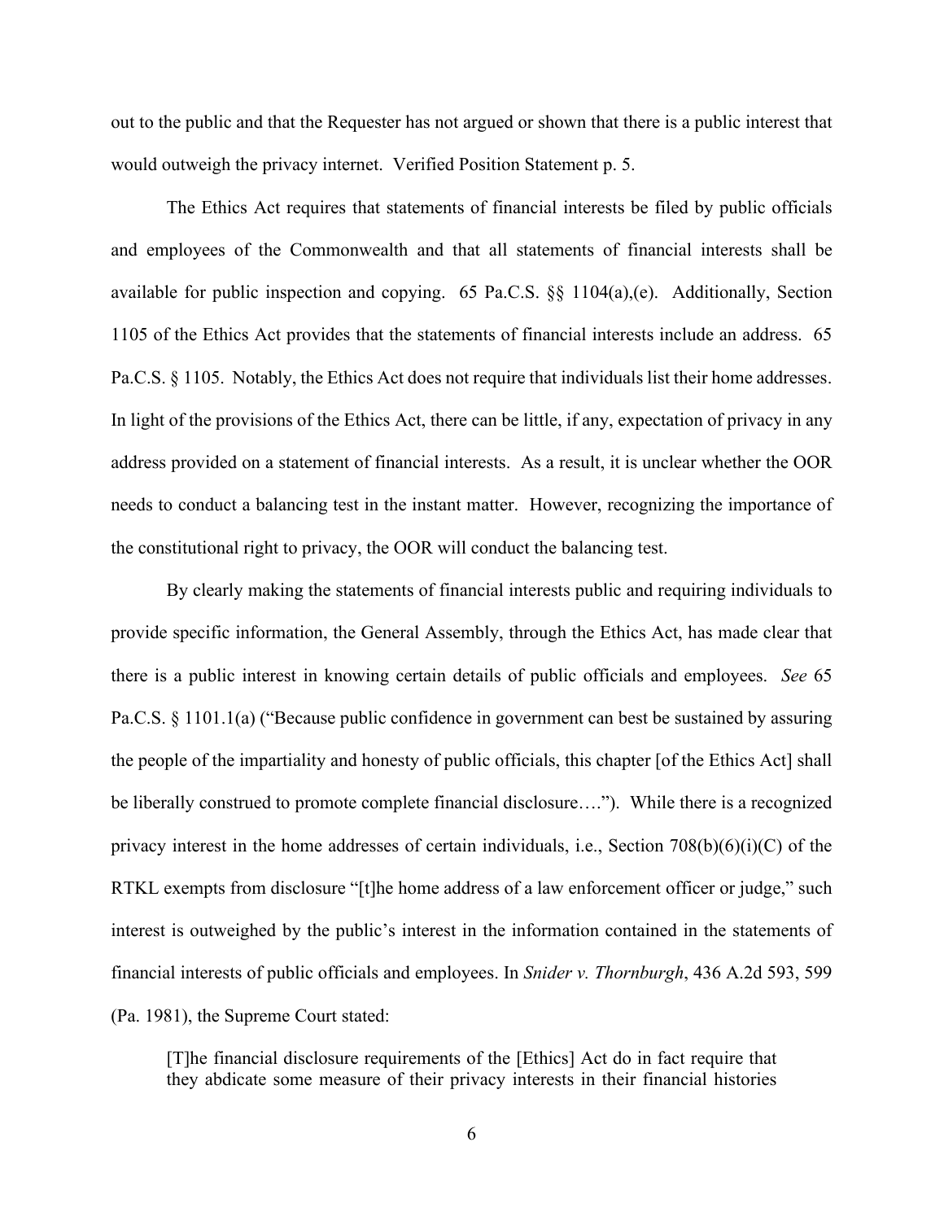out to the public and that the Requester has not argued or shown that there is a public interest that would outweigh the privacy internet. Verified Position Statement p. 5.

The Ethics Act requires that statements of financial interests be filed by public officials and employees of the Commonwealth and that all statements of financial interests shall be available for public inspection and copying. 65 Pa.C.S. §§ 1104(a),(e). Additionally, Section 1105 of the Ethics Act provides that the statements of financial interests include an address. 65 Pa.C.S. § 1105. Notably, the Ethics Act does not require that individuals list their home addresses. In light of the provisions of the Ethics Act, there can be little, if any, expectation of privacy in any address provided on a statement of financial interests. As a result, it is unclear whether the OOR needs to conduct a balancing test in the instant matter. However, recognizing the importance of the constitutional right to privacy, the OOR will conduct the balancing test.

By clearly making the statements of financial interests public and requiring individuals to provide specific information, the General Assembly, through the Ethics Act, has made clear that there is a public interest in knowing certain details of public officials and employees. *See* 65 Pa.C.S. § 1101.1(a) ("Because public confidence in government can best be sustained by assuring the people of the impartiality and honesty of public officials, this chapter [of the Ethics Act] shall be liberally construed to promote complete financial disclosure…."). While there is a recognized privacy interest in the home addresses of certain individuals, i.e., Section 708(b)(6)(i)(C) of the RTKL exempts from disclosure "[t]he home address of a law enforcement officer or judge," such interest is outweighed by the public's interest in the information contained in the statements of financial interests of public officials and employees. In *Snider v. Thornburgh*, 436 A.2d 593, 599 (Pa. 1981), the Supreme Court stated:

> [T]he financial disclosure requirements of the [Ethics] Act do in fact require that they abdicate some measure of their privacy interests in their financial histories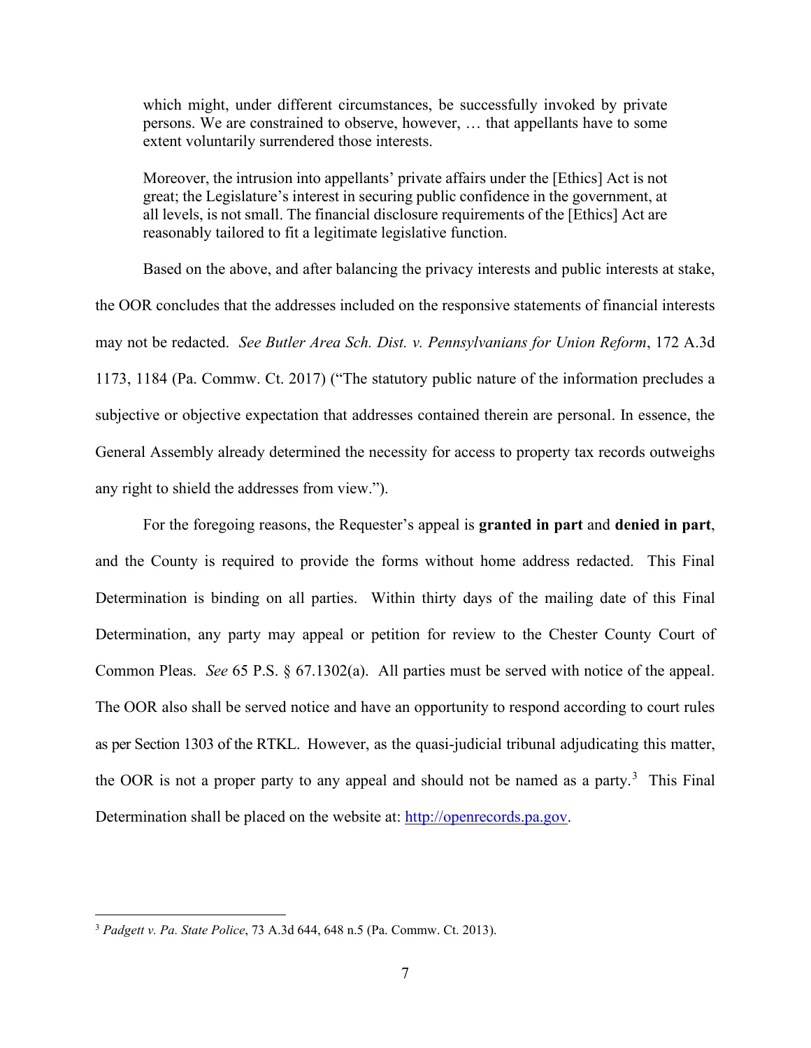> which might, under different circumstances, be successfully invoked by private persons. We are constrained to observe, however, … that appellants have to some extent voluntarily surrendered those interests.
>
> Moreover, the intrusion into appellants' private affairs under the [Ethics] Act is not great; the Legislature's interest in securing public confidence in the government, at all levels, is not small. The financial disclosure requirements of the [Ethics] Act are reasonably tailored to fit a legitimate legislative function.

Based on the above, and after balancing the privacy interests and public interests at stake, the OOR concludes that the addresses included on the responsive statements of financial interests may not be redacted. *See Butler Area Sch. Dist. v. Pennsylvanians for Union Reform*, 172 A.3d 1173, 1184 (Pa. Commw. Ct. 2017) ("The statutory public nature of the information precludes a subjective or objective expectation that addresses contained therein are personal. In essence, the General Assembly already determined the necessity for access to property tax records outweighs any right to shield the addresses from view.").

For the foregoing reasons, the Requester's appeal is **granted in part** and **denied in part**, and the County is required to provide the forms without home address redacted. This Final Determination is binding on all parties. Within thirty days of the mailing date of this Final Determination, any party may appeal or petition for review to the Chester County Court of Common Pleas. *See* 65 P.S. § 67.1302(a). All parties must be served with notice of the appeal. The OOR also shall be served notice and have an opportunity to respond according to court rules as per Section 1303 of the RTKL. However, as the quasi-judicial tribunal adjudicating this matter, the OOR is not a proper party to any appeal and should not be named as a party.[3] This Final Determination shall be placed on the website at: http://openrecords.pa.gov.

---

[3] *Padgett v. Pa. State Police*, 73 A.3d 644, 648 n.5 (Pa. Commw. Ct. 2013).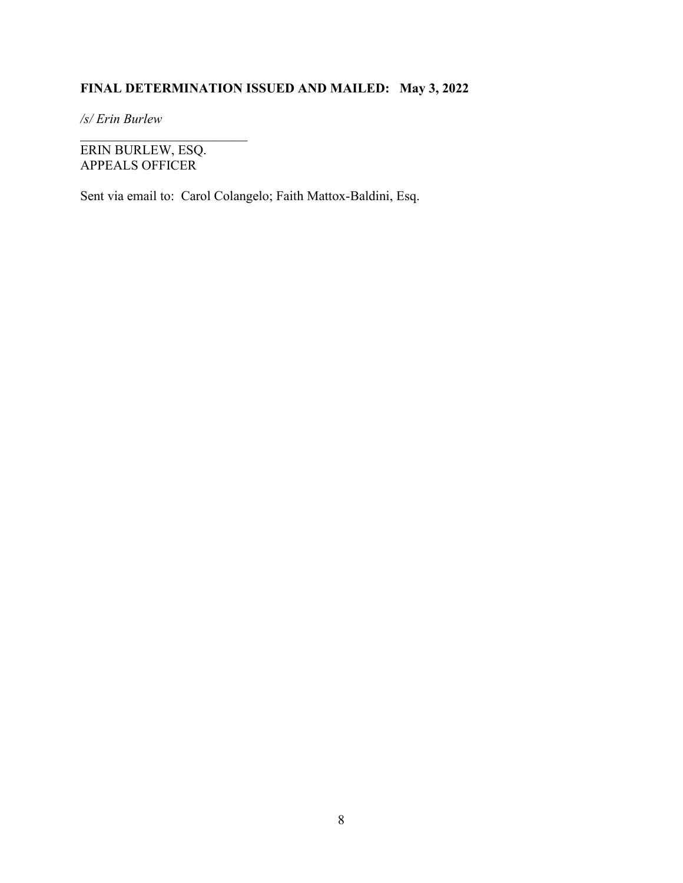**FINAL DETERMINATION ISSUED AND MAILED: May 3, 2022**

*/s/ Erin Burlew*

___________________________

ERIN BURLEW, ESQ.
APPEALS OFFICER

Sent via email to: Carol Colangelo; Faith Mattox-Baldini, Esq.